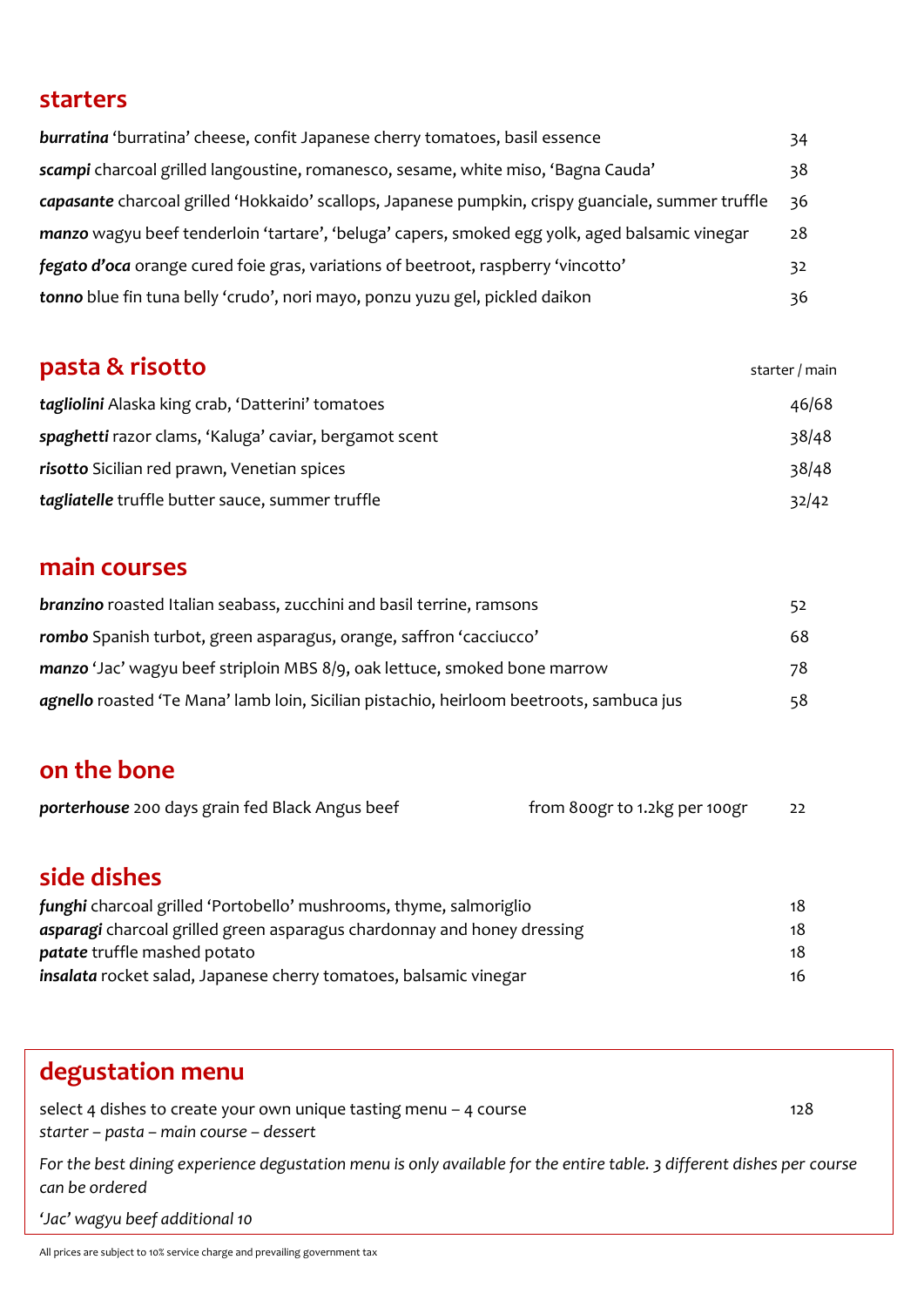## starters

| | |
|---|---|
| ***burratina*** 'burratina' cheese, confit Japanese cherry tomatoes, basil essence | 34 |
| ***scampi*** charcoal grilled langoustine, romanesco, sesame, white miso, 'Bagna Cauda' | 38 |
| ***capasante*** charcoal grilled 'Hokkaido' scallops, Japanese pumpkin, crispy guanciale, summer truffle | 36 |
| ***manzo*** wagyu beef tenderloin 'tartare', 'beluga' capers, smoked egg yolk, aged balsamic vinegar | 28 |
| ***fegato d'oca*** orange cured foie gras, variations of beetroot, raspberry 'vincotto' | 32 |
| ***tonno*** blue fin tuna belly 'crudo', nori mayo, ponzu yuzu gel, pickled daikon | 36 |

## pasta & risotto

| | starter / main |
|---|---|
| ***tagliolini*** Alaska king crab, 'Datterini' tomatoes | 46/68 |
| ***spaghetti*** razor clams, 'Kaluga' caviar, bergamot scent | 38/48 |
| ***risotto*** Sicilian red prawn, Venetian spices | 38/48 |
| ***tagliatelle*** truffle butter sauce, summer truffle | 32/42 |

## main courses

| | |
|---|---|
| ***branzino*** roasted Italian seabass, zucchini and basil terrine, ramsons | 52 |
| ***rombo*** Spanish turbot, green asparagus, orange, saffron 'cacciucco' | 68 |
| ***manzo*** 'Jac' wagyu beef striploin MBS 8/9, oak lettuce, smoked bone marrow | 78 |
| ***agnello*** roasted 'Te Mana' lamb loin, Sicilian pistachio, heirloom beetroots, sambuca jus | 58 |

## on the bone

| | | |
|---|---|---|
| ***porterhouse*** 200 days grain fed Black Angus beef | from 800gr to 1.2kg per 100gr | 22 |

## side dishes

| | |
|---|---|
| ***funghi*** charcoal grilled 'Portobello' mushrooms, thyme, salmoriglio | 18 |
| ***asparagi*** charcoal grilled green asparagus chardonnay and honey dressing | 18 |
| ***patate*** truffle mashed potato | 18 |
| ***insalata*** rocket salad, Japanese cherry tomatoes, balsamic vinegar | 16 |

## degustation menu

select 4 dishes to create your own unique tasting menu – 4 course — 128

*starter – pasta – main course – dessert*

*For the best dining experience degustation menu is only available for the entire table. 3 different dishes per course can be ordered*

*'Jac' wagyu beef additional 10*

All prices are subject to 10% service charge and prevailing government tax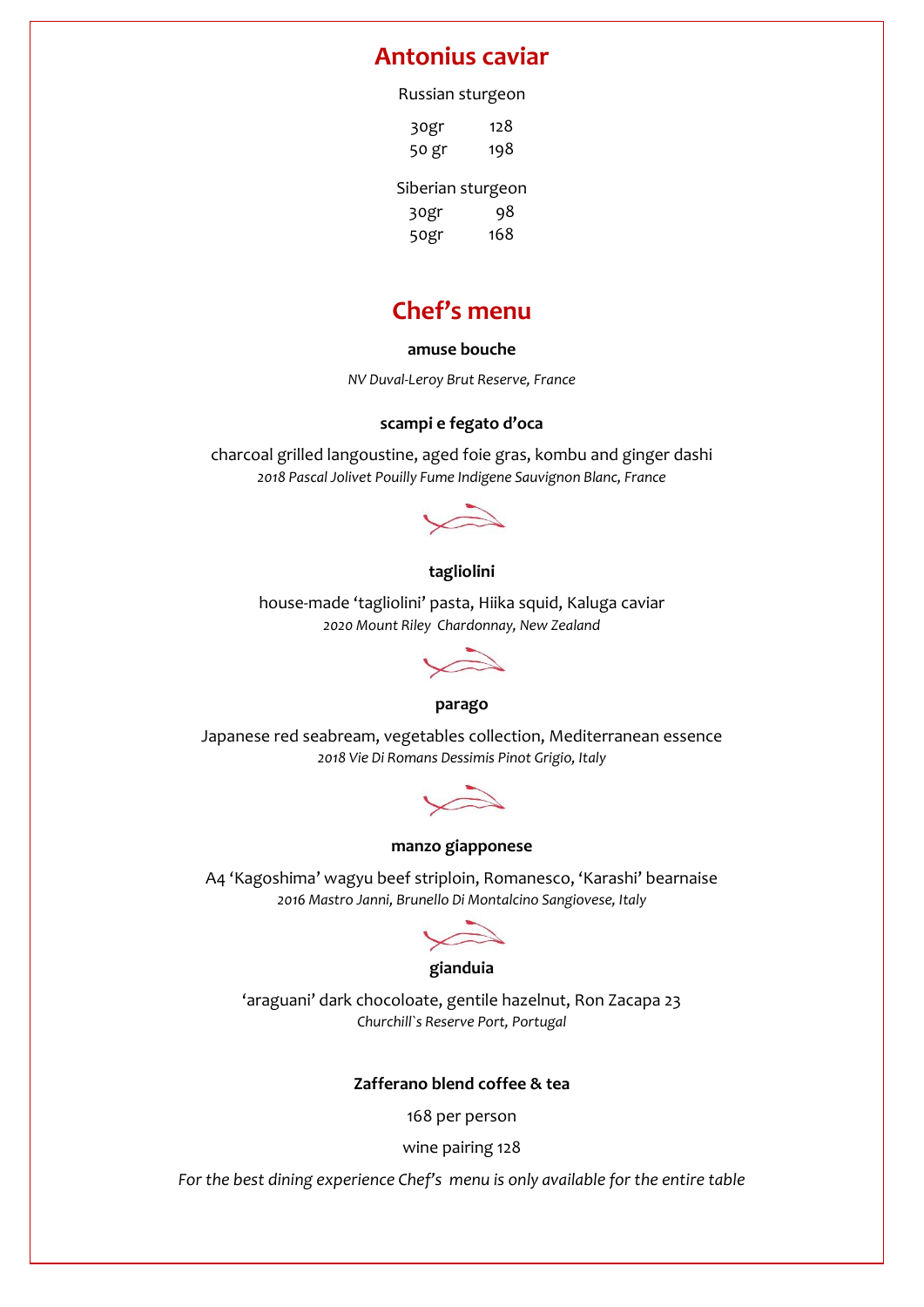## Antonius caviar

Russian sturgeon

| | |
|---|---|
| 30gr | 128 |
| 50 gr | 198 |

Siberian sturgeon

| | |
|---|---|
| 30gr | 98 |
| 50gr | 168 |

## Chef's menu

**amuse bouche**

*NV Duval-Leroy Brut Reserve, France*

**scampi e fegato d'oca**

charcoal grilled langoustine, aged foie gras, kombu and ginger dashi

*2018 Pascal Jolivet Pouilly Fume Indigene Sauvignon Blanc, France*

**tagliolini**

house-made 'tagliolini' pasta, Hiika squid, Kaluga caviar

*2020 Mount Riley Chardonnay, New Zealand*

**parago**

Japanese red seabream, vegetables collection, Mediterranean essence

*2018 Vie Di Romans Dessimis Pinot Grigio, Italy*

**manzo giapponese**

A4 'Kagoshima' wagyu beef striploin, Romanesco, 'Karashi' bearnaise

*2016 Mastro Janni, Brunello Di Montalcino Sangiovese, Italy*

**gianduia**

'araguani' dark chocoloate, gentile hazelnut, Ron Zacapa 23

*Churchill`s Reserve Port, Portugal*

**Zafferano blend coffee & tea**

168 per person

wine pairing 128

*For the best dining experience Chef's menu is only available for the entire table*